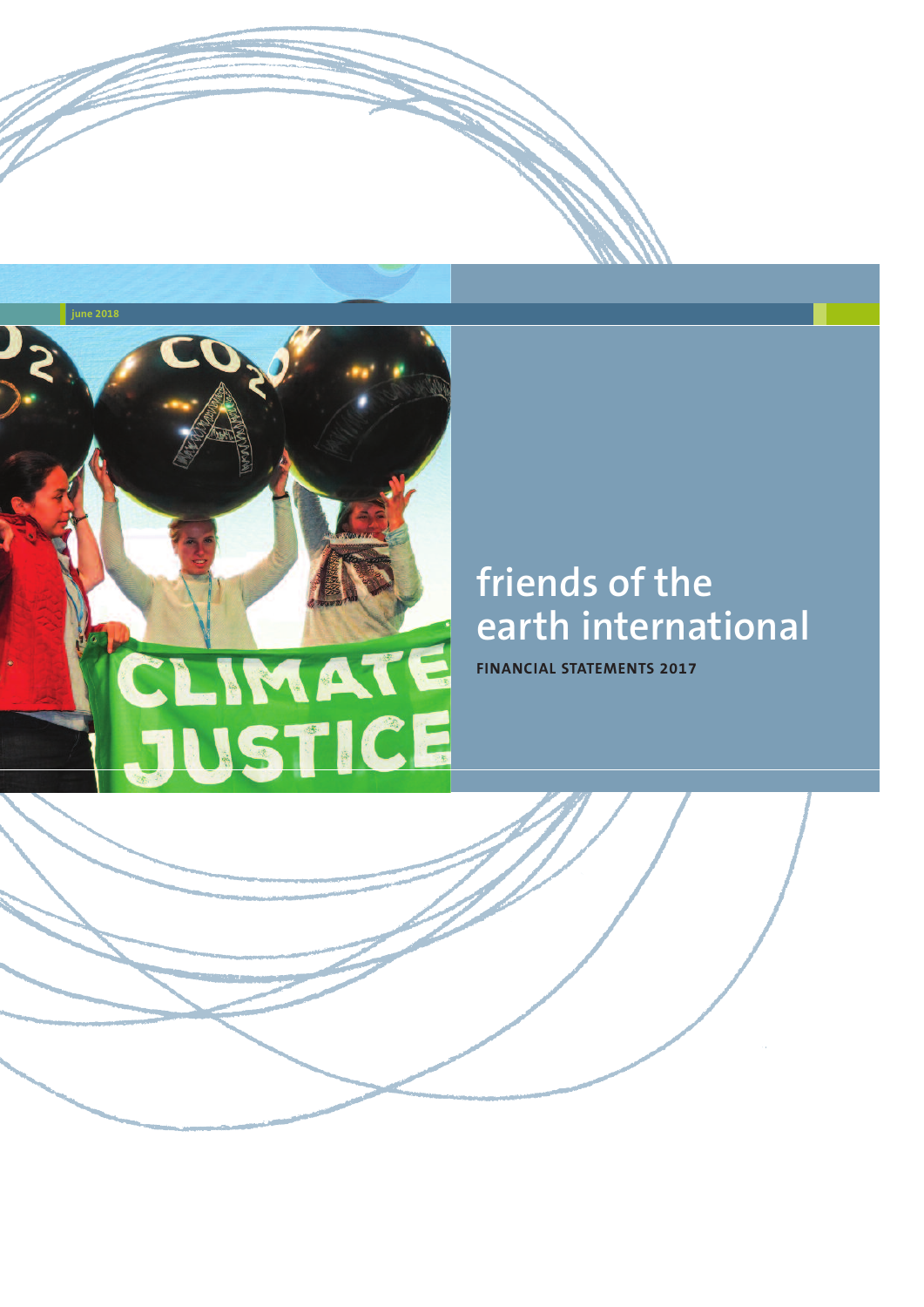june 2018

# friends of the earth international

**FINANCIAL STATEMENTS 2017**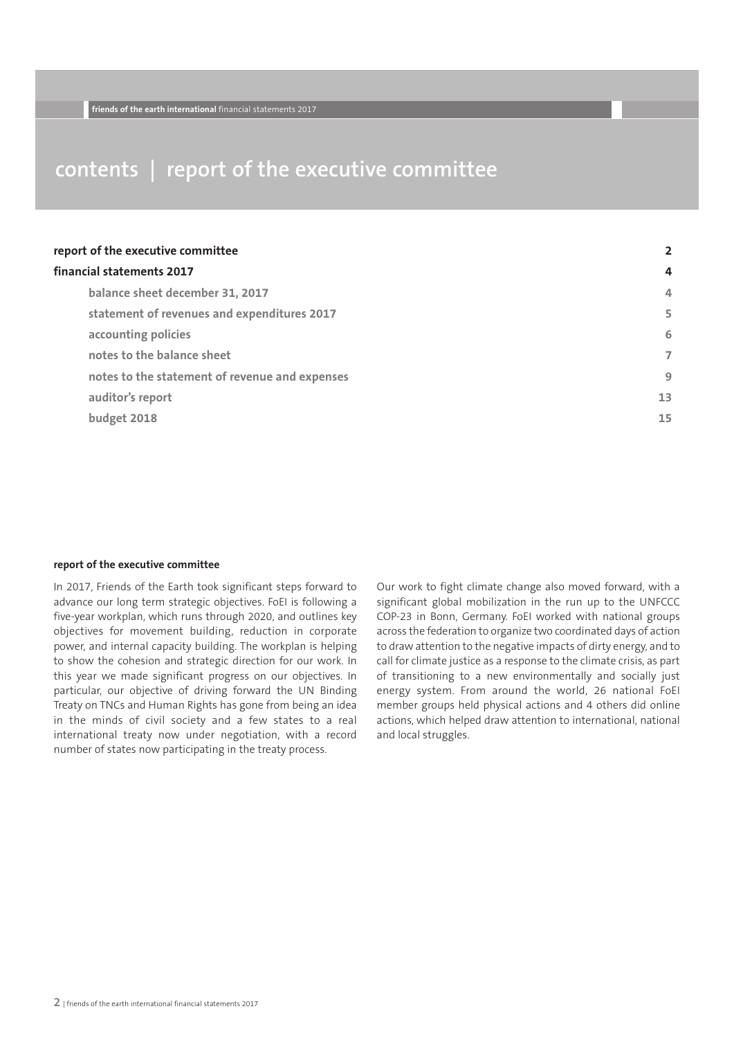# contents | report of the executive committee

| | |
|---|---|
| **report of the executive committee** | **2** |
| **financial statements 2017** | **4** |
| balance sheet december 31, 2017 | 4 |
| statement of revenues and expenditures 2017 | 5 |
| accounting policies | 6 |
| notes to the balance sheet | 7 |
| notes to the statement of revenue and expenses | 9 |
| auditor's report | 13 |
| budget 2018 | 15 |

## report of the executive committee

In 2017, Friends of the Earth took significant steps forward to advance our long term strategic objectives. FoEI is following a five-year workplan, which runs through 2020, and outlines key objectives for movement building, reduction in corporate power, and internal capacity building. The workplan is helping to show the cohesion and strategic direction for our work. In this year we made significant progress on our objectives. In particular, our objective of driving forward the UN Binding Treaty on TNCs and Human Rights has gone from being an idea in the minds of civil society and a few states to a real international treaty now under negotiation, with a record number of states now participating in the treaty process.

Our work to fight climate change also moved forward, with a significant global mobilization in the run up to the UNFCCC COP-23 in Bonn, Germany. FoEI worked with national groups across the federation to organize two coordinated days of action to draw attention to the negative impacts of dirty energy, and to call for climate justice as a response to the climate crisis, as part of transitioning to a new environmentally and socially just energy system. From around the world, 26 national FoEI member groups held physical actions and 4 others did online actions, which helped draw attention to international, national and local struggles.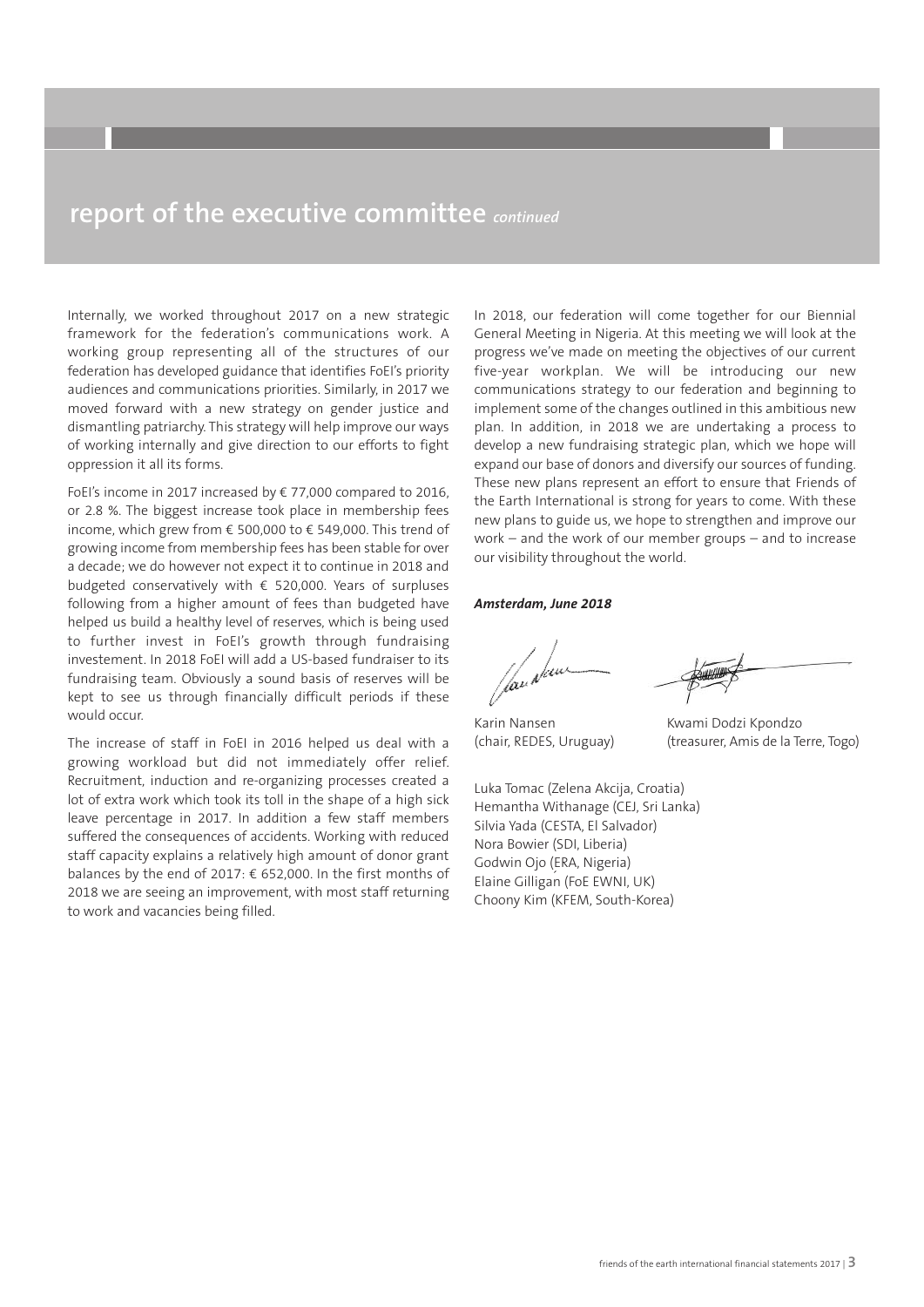## report of the executive committee *continued*

Internally, we worked throughout 2017 on a new strategic framework for the federation's communications work. A working group representing all of the structures of our federation has developed guidance that identifies FoEI's priority audiences and communications priorities. Similarly, in 2017 we moved forward with a new strategy on gender justice and dismantling patriarchy. This strategy will help improve our ways of working internally and give direction to our efforts to fight oppression it all its forms.

FoEI's income in 2017 increased by € 77,000 compared to 2016, or 2.8 %. The biggest increase took place in membership fees income, which grew from € 500,000 to € 549,000. This trend of growing income from membership fees has been stable for over a decade; we do however not expect it to continue in 2018 and budgeted conservatively with € 520,000. Years of surpluses following from a higher amount of fees than budgeted have helped us build a healthy level of reserves, which is being used to further invest in FoEI's growth through fundraising investement. In 2018 FoEI will add a US-based fundraiser to its fundraising team. Obviously a sound basis of reserves will be kept to see us through financially difficult periods if these would occur.

The increase of staff in FoEI in 2016 helped us deal with a growing workload but did not immediately offer relief. Recruitment, induction and re-organizing processes created a lot of extra work which took its toll in the shape of a high sick leave percentage in 2017. In addition a few staff members suffered the consequences of accidents. Working with reduced staff capacity explains a relatively high amount of donor grant balances by the end of 2017: € 652,000. In the first months of 2018 we are seeing an improvement, with most staff returning to work and vacancies being filled.

In 2018, our federation will come together for our Biennial General Meeting in Nigeria. At this meeting we will look at the progress we've made on meeting the objectives of our current five-year workplan. We will be introducing our new communications strategy to our federation and beginning to implement some of the changes outlined in this ambitious new plan. In addition, in 2018 we are undertaking a process to develop a new fundraising strategic plan, which we hope will expand our base of donors and diversify our sources of funding. These new plans represent an effort to ensure that Friends of the Earth International is strong for years to come. With these new plans to guide us, we hope to strengthen and improve our work – and the work of our member groups – and to increase our visibility throughout the world.

***Amsterdam, June 2018***

Karin Nansen
(chair, REDES, Uruguay)

Kwami Dodzi Kpondzo
(treasurer, Amis de la Terre, Togo)

Luka Tomac (Zelena Akcija, Croatia)
Hemantha Withanage (CEJ, Sri Lanka)
Silvia Yada (CESTA, El Salvador)
Nora Bowier (SDI, Liberia)
Godwin Ojo (ERA, Nigeria)
Elaine Gilligan (FoE EWNI, UK)
Choony Kim (KFEM, South-Korea)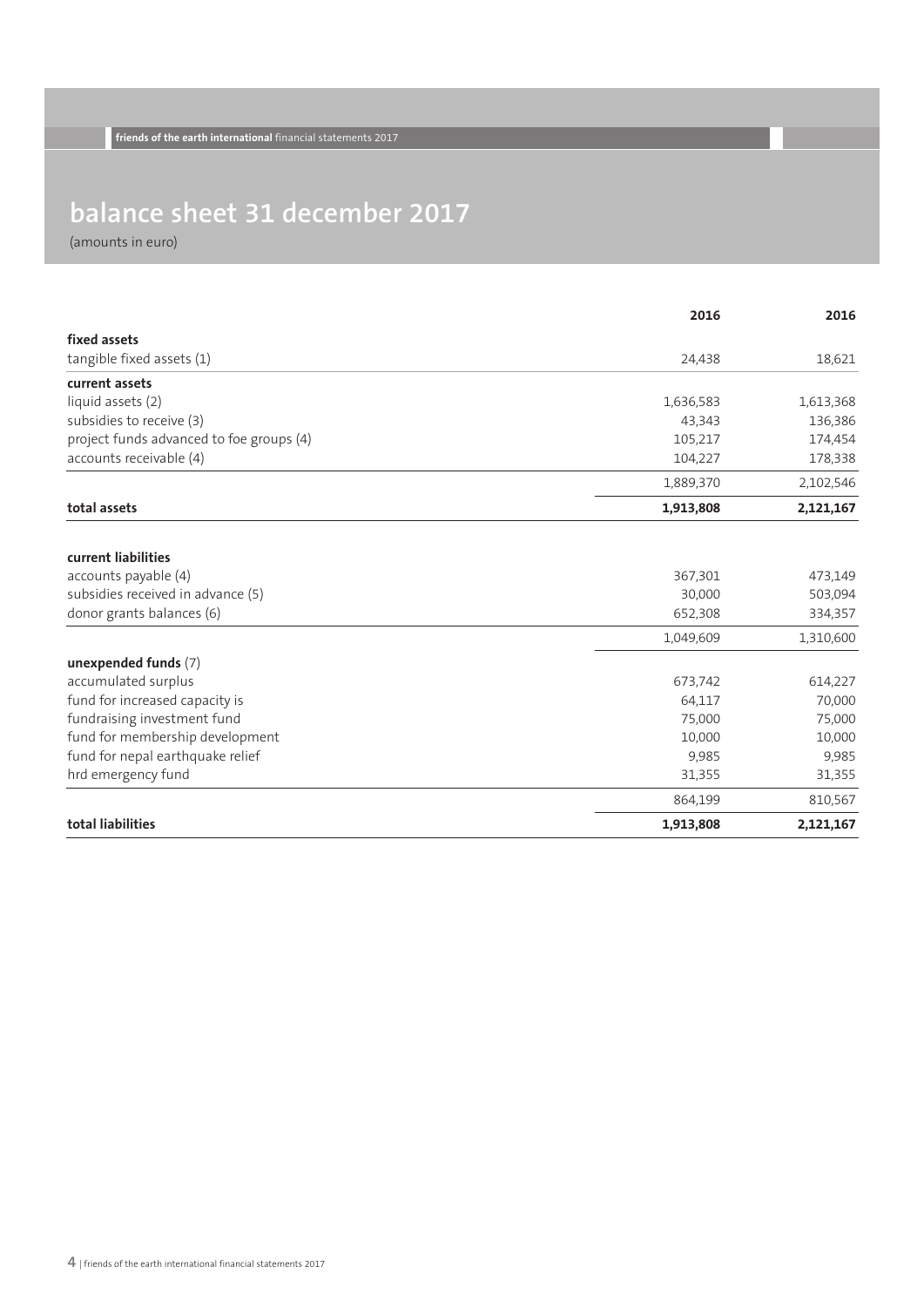# balance sheet 31 december 2017

(amounts in euro)

| | 2016 | 2016 |
|---|---|---|
| **fixed assets** | | |
| tangible fixed assets (1) | 24,438 | 18,621 |
| **current assets** | | |
| liquid assets (2) | 1,636,583 | 1,613,368 |
| subsidies to receive (3) | 43,343 | 136,386 |
| project funds advanced to foe groups (4) | 105,217 | 174,454 |
| accounts receivable (4) | 104,227 | 178,338 |
| | 1,889,370 | 2,102,546 |
| **total assets** | **1,913,808** | **2,121,167** |
| | | |
| **current liabilities** | | |
| accounts payable (4) | 367,301 | 473,149 |
| subsidies received in advance (5) | 30,000 | 503,094 |
| donor grants balances (6) | 652,308 | 334,357 |
| | 1,049,609 | 1,310,600 |
| **unexpended funds** (7) | | |
| accumulated surplus | 673,742 | 614,227 |
| fund for increased capacity is | 64,117 | 70,000 |
| fundraising investment fund | 75,000 | 75,000 |
| fund for membership development | 10,000 | 10,000 |
| fund for nepal earthquake relief | 9,985 | 9,985 |
| hrd emergency fund | 31,355 | 31,355 |
| | 864,199 | 810,567 |
| **total liabilities** | **1,913,808** | **2,121,167** |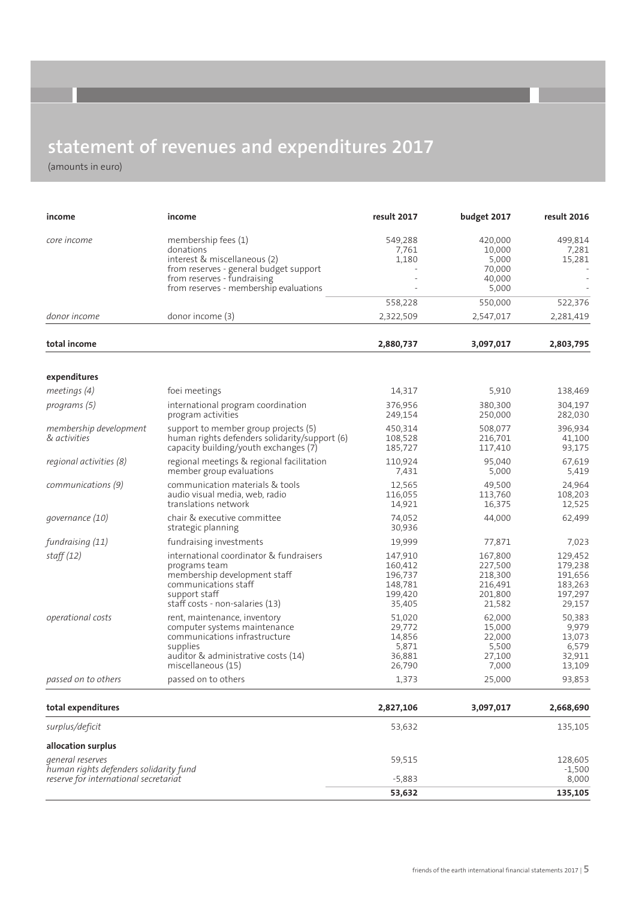# statement of revenues and expenditures 2017

(amounts in euro)

| income | income | result 2017 | budget 2017 | result 2016 |
|---|---|---|---|---|
| *core income* | membership fees (1) | 549,288 | 420,000 | 499,814 |
| | donations | 7,761 | 10,000 | 7,281 |
| | interest & miscellaneous (2) | 1,180 | 5,000 | 15,281 |
| | from reserves - general budget support | - | 70,000 | - |
| | from reserves - fundraising | - | 40,000 | - |
| | from reserves - membership evaluations | - | 5,000 | - |
| | | 558,228 | 550,000 | 522,376 |
| *donor income* | donor income (3) | 2,322,509 | 2,547,017 | 2,281,419 |
| **total income** | | **2,880,737** | **3,097,017** | **2,803,795** |
| **expenditures** | | | | |
| *meetings (4)* | foei meetings | 14,317 | 5,910 | 138,469 |
| *programs (5)* | international program coordination | 376,956 | 380,300 | 304,197 |
| | program activities | 249,154 | 250,000 | 282,030 |
| *membership development & activities* | support to member group projects (5) | 450,314 | 508,077 | 396,934 |
| | human rights defenders solidarity/support (6) | 108,528 | 216,701 | 41,100 |
| | capacity building/youth exchanges (7) | 185,727 | 117,410 | 93,175 |
| *regional activities (8)* | regional meetings & regional facilitation | 110,924 | 95,040 | 67,619 |
| | member group evaluations | 7,431 | 5,000 | 5,419 |
| *communications (9)* | communication materials & tools | 12,565 | 49,500 | 24,964 |
| | audio visual media, web, radio | 116,055 | 113,760 | 108,203 |
| | translations network | 14,921 | 16,375 | 12,525 |
| *governance (10)* | chair & executive committee | 74,052 | 44,000 | 62,499 |
| | strategic planning | 30,936 | | |
| *fundraising (11)* | fundraising investments | 19,999 | 77,871 | 7,023 |
| *staff (12)* | international coordinator & fundraisers | 147,910 | 167,800 | 129,452 |
| | programs team | 160,412 | 227,500 | 179,238 |
| | membership development staff | 196,737 | 218,300 | 191,656 |
| | communications staff | 148,781 | 216,491 | 183,263 |
| | support staff | 199,420 | 201,800 | 197,297 |
| | staff costs - non-salaries (13) | 35,405 | 21,582 | 29,157 |
| *operational costs* | rent, maintenance, inventory | 51,020 | 62,000 | 50,383 |
| | computer systems maintenance | 29,772 | 15,000 | 9,979 |
| | communications infrastructure | 14,856 | 22,000 | 13,073 |
| | supplies | 5,871 | 5,500 | 6,579 |
| | auditor & administrative costs (14) | 36,881 | 27,100 | 32,911 |
| | miscellaneous (15) | 26,790 | 7,000 | 13,109 |
| *passed on to others* | passed on to others | 1,373 | 25,000 | 93,853 |
| **total expenditures** | | **2,827,106** | **3,097,017** | **2,668,690** |
| *surplus/deficit* | | 53,632 | | 135,105 |
| **allocation surplus** | | | | |
| *general reserves* | | 59,515 | | 128,605 |
| *human rights defenders solidarity fund* | | | | -1,500 |
| *reserve for international secretariat* | | -5,883 | | 8,000 |
| | | **53,632** | | **135,105** |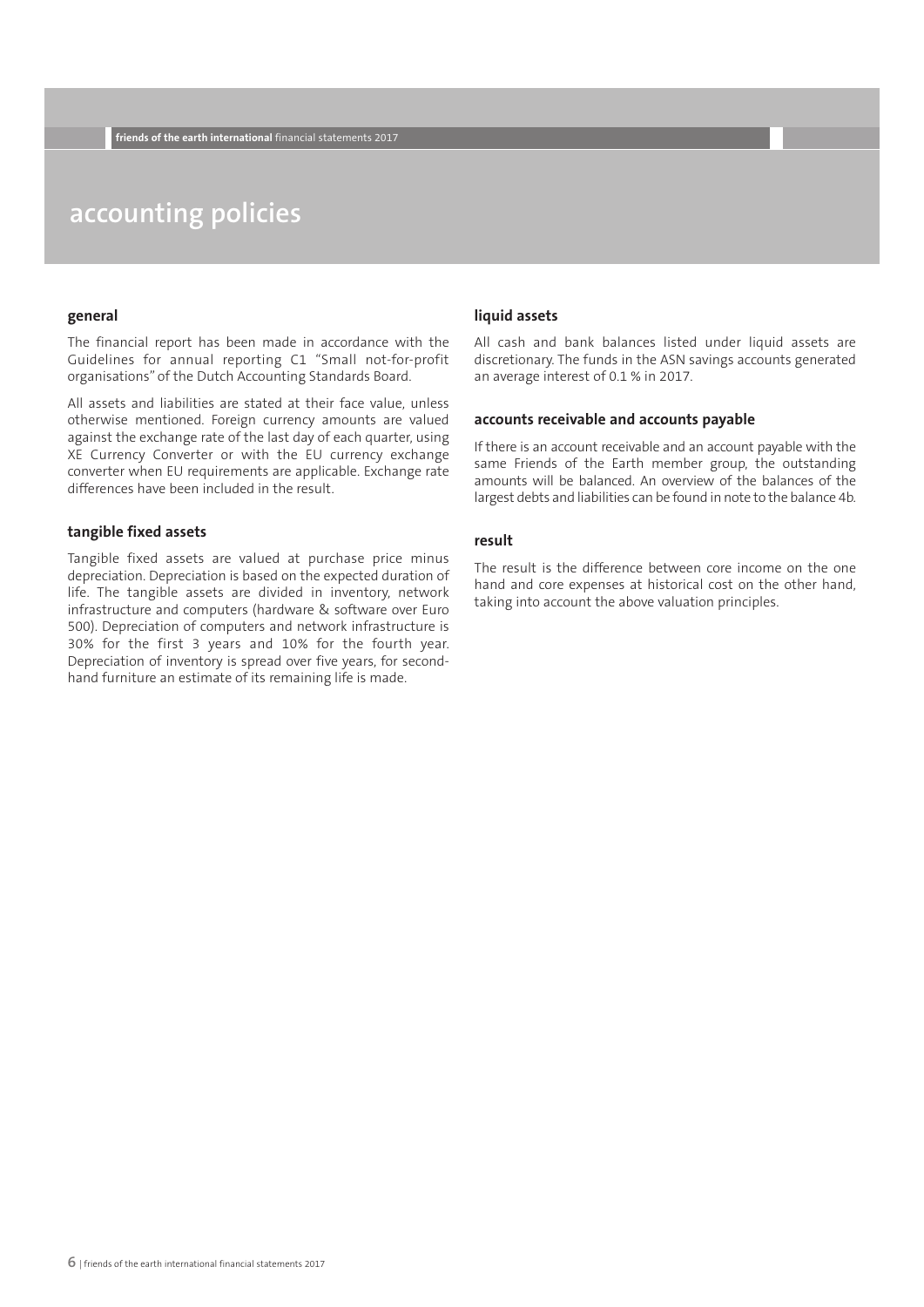# accounting policies

## general

The financial report has been made in accordance with the Guidelines for annual reporting C1 "Small not-for-profit organisations" of the Dutch Accounting Standards Board.

All assets and liabilities are stated at their face value, unless otherwise mentioned. Foreign currency amounts are valued against the exchange rate of the last day of each quarter, using XE Currency Converter or with the EU currency exchange converter when EU requirements are applicable. Exchange rate differences have been included in the result.

## tangible fixed assets

Tangible fixed assets are valued at purchase price minus depreciation. Depreciation is based on the expected duration of life. The tangible assets are divided in inventory, network infrastructure and computers (hardware & software over Euro 500). Depreciation of computers and network infrastructure is 30% for the first 3 years and 10% for the fourth year. Depreciation of inventory is spread over five years, for second-hand furniture an estimate of its remaining life is made.

## liquid assets

All cash and bank balances listed under liquid assets are discretionary. The funds in the ASN savings accounts generated an average interest of 0.1 % in 2017.

## accounts receivable and accounts payable

If there is an account receivable and an account payable with the same Friends of the Earth member group, the outstanding amounts will be balanced. An overview of the balances of the largest debts and liabilities can be found in note to the balance 4b.

## result

The result is the difference between core income on the one hand and core expenses at historical cost on the other hand, taking into account the above valuation principles.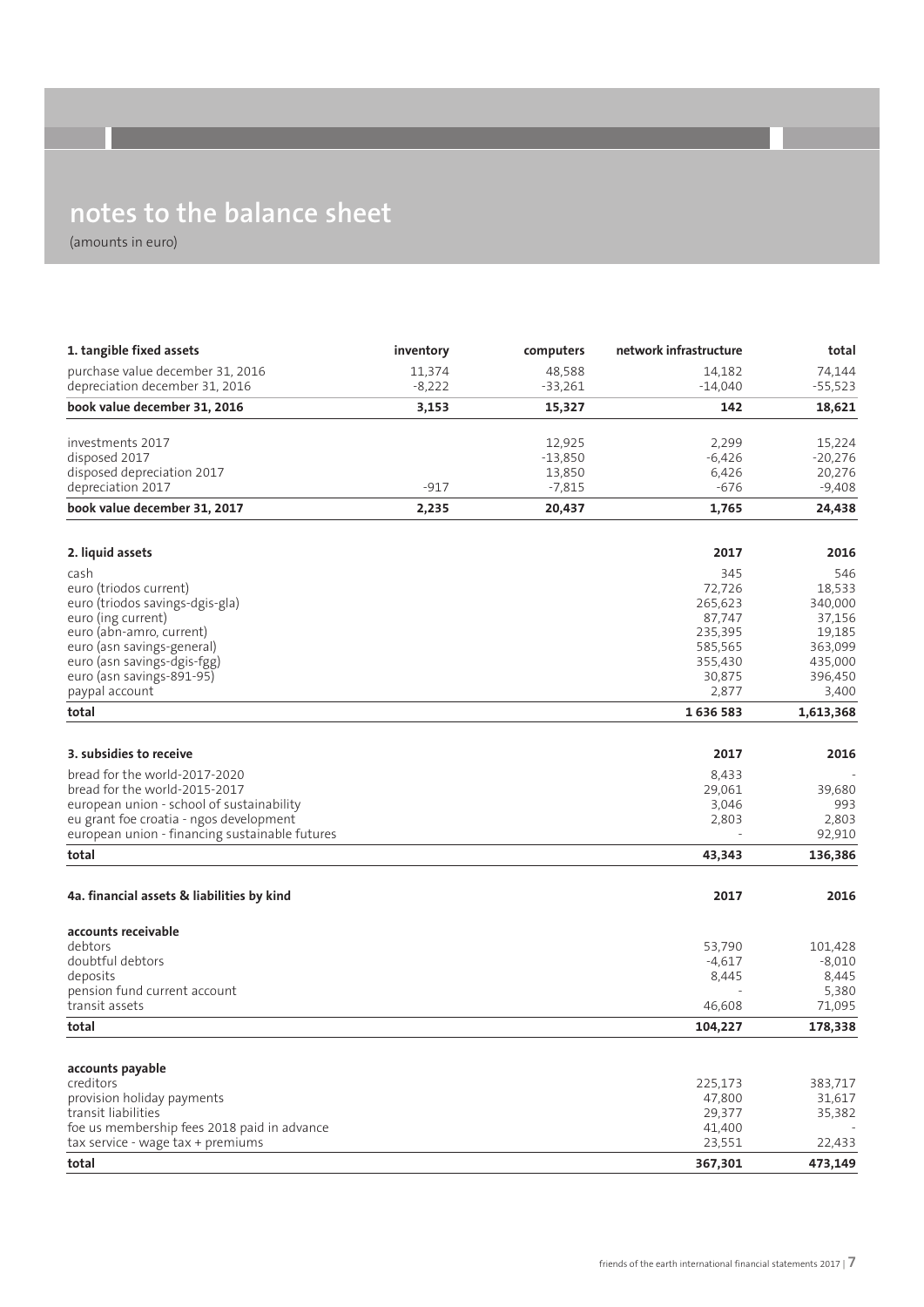# notes to the balance sheet

(amounts in euro)

| 1. tangible fixed assets | inventory | computers | network infrastructure | total |
|---|---|---|---|---|
| purchase value december 31, 2016 | 11,374 | 48,588 | 14,182 | 74,144 |
| depreciation december 31, 2016 | -8,222 | -33,261 | -14,040 | -55,523 |
| **book value december 31, 2016** | **3,153** | **15,327** | **142** | **18,621** |
| investments 2017 | | 12,925 | 2,299 | 15,224 |
| disposed 2017 | | -13,850 | -6,426 | -20,276 |
| disposed depreciation 2017 | | 13,850 | 6,426 | 20,276 |
| depreciation 2017 | -917 | -7,815 | -676 | -9,408 |
| **book value december 31, 2017** | **2,235** | **20,437** | **1,765** | **24,438** |

| 2. liquid assets | 2017 | 2016 |
|---|---|---|
| cash | 345 | 546 |
| euro (triodos current) | 72,726 | 18,533 |
| euro (triodos savings-dgis-gla) | 265,623 | 340,000 |
| euro (ing current) | 87,747 | 37,156 |
| euro (abn-amro, current) | 235,395 | 19,185 |
| euro (asn savings-general) | 585,565 | 363,099 |
| euro (asn savings-dgis-fgg) | 355,430 | 435,000 |
| euro (asn savings-891-95) | 30,875 | 396,450 |
| paypal account | 2,877 | 3,400 |
| **total** | **1 636 583** | **1,613,368** |

| 3. subsidies to receive | 2017 | 2016 |
|---|---|---|
| bread for the world-2017-2020 | 8,433 | - |
| bread for the world-2015-2017 | 29,061 | 39,680 |
| european union - school of sustainability | 3,046 | 993 |
| eu grant foe croatia - ngos development | 2,803 | 2,803 |
| european union - financing sustainable futures | - | 92,910 |
| **total** | **43,343** | **136,386** |

| 4a. financial assets & liabilities by kind | 2017 | 2016 |
|---|---|---|
| **accounts receivable** | | |
| debtors | 53,790 | 101,428 |
| doubtful debtors | -4,617 | -8,010 |
| deposits | 8,445 | 8,445 |
| pension fund current account | - | 5,380 |
| transit assets | 46,608 | 71,095 |
| **total** | **104,227** | **178,338** |
| **accounts payable** | | |
| creditors | 225,173 | 383,717 |
| provision holiday payments | 47,800 | 31,617 |
| transit liabilities | 29,377 | 35,382 |
| foe us membership fees 2018 paid in advance | 41,400 | - |
| tax service - wage tax + premiums | 23,551 | 22,433 |
| **total** | **367,301** | **473,149** |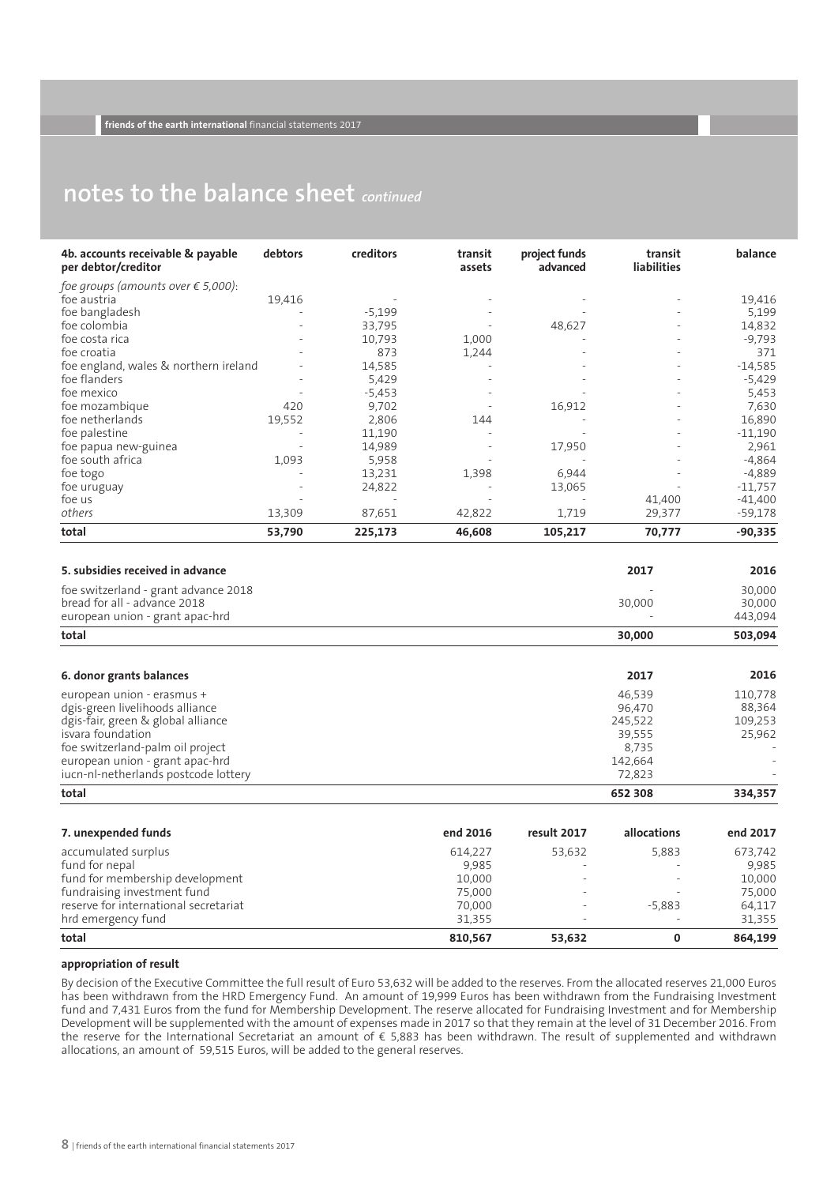# notes to the balance sheet *continued*

| 4b. accounts receivable & payable per debtor/creditor | debtors | creditors | transit assets | project funds advanced | transit liabilities | balance |
|---|---|---|---|---|---|---|
| *foe groups (amounts over € 5,000)*: | | | | | | |
| foe austria | 19,416 | - | - | - | - | 19,416 |
| foe bangladesh | - | -5,199 | - | - | - | 5,199 |
| foe colombia | - | 33,795 | - | 48,627 | - | 14,832 |
| foe costa rica | - | 10,793 | 1,000 | - | - | -9,793 |
| foe croatia | - | 873 | 1,244 | - | - | 371 |
| foe england, wales & northern ireland | - | 14,585 | - | - | - | -14,585 |
| foe flanders | - | 5,429 | - | - | - | -5,429 |
| foe mexico | - | -5,453 | - | - | - | 5,453 |
| foe mozambique | 420 | 9,702 | - | 16,912 | - | 7,630 |
| foe netherlands | 19,552 | 2,806 | 144 | - | - | 16,890 |
| foe palestine | - | 11,190 | - | - | - | -11,190 |
| foe papua new-guinea | - | 14,989 | - | 17,950 | - | 2,961 |
| foe south africa | 1,093 | 5,958 | - | - | - | -4,864 |
| foe togo | - | 13,231 | 1,398 | 6,944 | - | -4,889 |
| foe uruguay | - | 24,822 | - | 13,065 | - | -11,757 |
| foe us | - | - | - | - | 41,400 | -41,400 |
| *others* | 13,309 | 87,651 | 42,822 | 1,719 | 29,377 | -59,178 |
| **total** | **53,790** | **225,173** | **46,608** | **105,217** | **70,777** | **-90,335** |

| 5. subsidies received in advance | 2017 | 2016 |
|---|---|---|
| foe switzerland - grant advance 2018 | - | 30,000 |
| bread for all - advance 2018 | 30,000 | 30,000 |
| european union - grant apac-hrd | - | 443,094 |
| **total** | **30,000** | **503,094** |

| 6. donor grants balances | 2017 | 2016 |
|---|---|---|
| european union - erasmus + | 46,539 | 110,778 |
| dgis-green livelihoods alliance | 96,470 | 88,364 |
| dgis-fair, green & global alliance | 245,522 | 109,253 |
| isvara foundation | 39,555 | 25,962 |
| foe switzerland-palm oil project | 8,735 | - |
| european union - grant apac-hrd | 142,664 | - |
| iucn-nl-netherlands postcode lottery | 72,823 | - |
| **total** | **652 308** | **334,357** |

| 7. unexpended funds | end 2016 | result 2017 | allocations | end 2017 |
|---|---|---|---|---|
| accumulated surplus | 614,227 | 53,632 | 5,883 | 673,742 |
| fund for nepal | 9,985 | - | - | 9,985 |
| fund for membership development | 10,000 | - | - | 10,000 |
| fundraising investment fund | 75,000 | - | - | 75,000 |
| reserve for international secretariat | 70,000 | - | -5,883 | 64,117 |
| hrd emergency fund | 31,355 | - | - | 31,355 |
| **total** | **810,567** | **53,632** | **0** | **864,199** |

**appropriation of result**

By decision of the Executive Committee the full result of Euro 53,632 will be added to the reserves. From the allocated reserves 21,000 Euros has been withdrawn from the HRD Emergency Fund. An amount of 19,999 Euros has been withdrawn from the Fundraising Investment fund and 7,431 Euros from the fund for Membership Development. The reserve allocated for Fundraising Investment and for Membership Development will be supplemented with the amount of expenses made in 2017 so that they remain at the level of 31 December 2016. From the reserve for the International Secretariat an amount of € 5,883 has been withdrawn. The result of supplemented and withdrawn allocations, an amount of 59,515 Euros, will be added to the general reserves.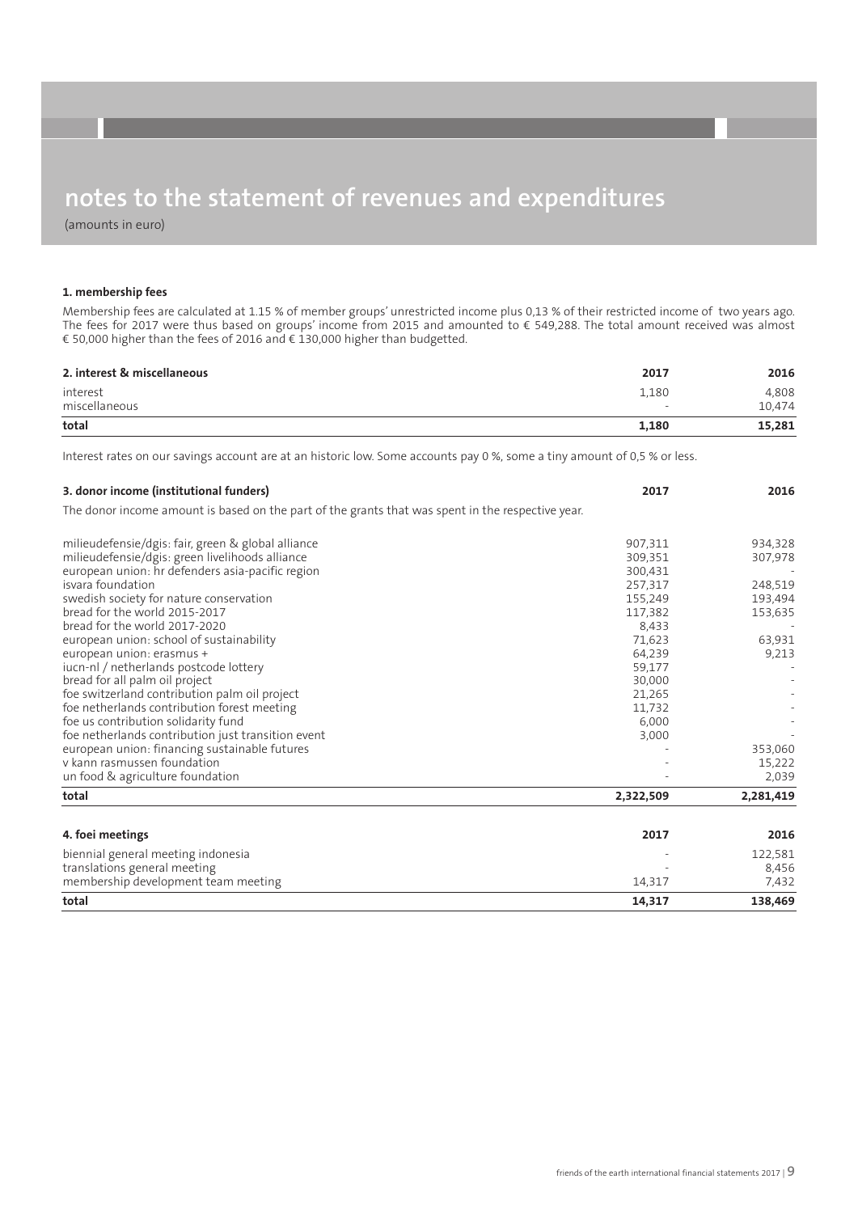# notes to the statement of revenues and expenditures

(amounts in euro)

### 1. membership fees

Membership fees are calculated at 1.15 % of member groups' unrestricted income plus 0,13 % of their restricted income of two years ago. The fees for 2017 were thus based on groups' income from 2015 and amounted to € 549,288. The total amount received was almost € 50,000 higher than the fees of 2016 and € 130,000 higher than budgetted.

| 2. interest & miscellaneous | 2017 | 2016 |
|---|---|---|
| interest | 1,180 | 4,808 |
| miscellaneous | - | 10,474 |
| **total** | **1,180** | **15,281** |

Interest rates on our savings account are at an historic low. Some accounts pay 0 %, some a tiny amount of 0,5 % or less.

| 3. donor income (institutional funders) | 2017 | 2016 |
|---|---|---|
| The donor income amount is based on the part of the grants that was spent in the respective year. | | |
| milieudefensie/dgis: fair, green & global alliance | 907,311 | 934,328 |
| milieudefensie/dgis: green livelihoods alliance | 309,351 | 307,978 |
| european union: hr defenders asia-pacific region | 300,431 | - |
| isvara foundation | 257,317 | 248,519 |
| swedish society for nature conservation | 155,249 | 193,494 |
| bread for the world 2015-2017 | 117,382 | 153,635 |
| bread for the world 2017-2020 | 8,433 | - |
| european union: school of sustainability | 71,623 | 63,931 |
| european union: erasmus + | 64,239 | 9,213 |
| iucn-nl / netherlands postcode lottery | 59,177 | - |
| bread for all palm oil project | 30,000 | - |
| foe switzerland contribution palm oil project | 21,265 | - |
| foe netherlands contribution forest meeting | 11,732 | - |
| foe us contribution solidarity fund | 6,000 | - |
| foe netherlands contribution just transition event | 3,000 | - |
| european union: financing sustainable futures | - | 353,060 |
| v kann rasmussen foundation | - | 15,222 |
| un food & agriculture foundation | - | 2,039 |
| **total** | **2,322,509** | **2,281,419** |

| 4. foei meetings | 2017 | 2016 |
|---|---|---|
| biennial general meeting indonesia | - | 122,581 |
| translations general meeting | - | 8,456 |
| membership development team meeting | 14,317 | 7,432 |
| **total** | **14,317** | **138,469** |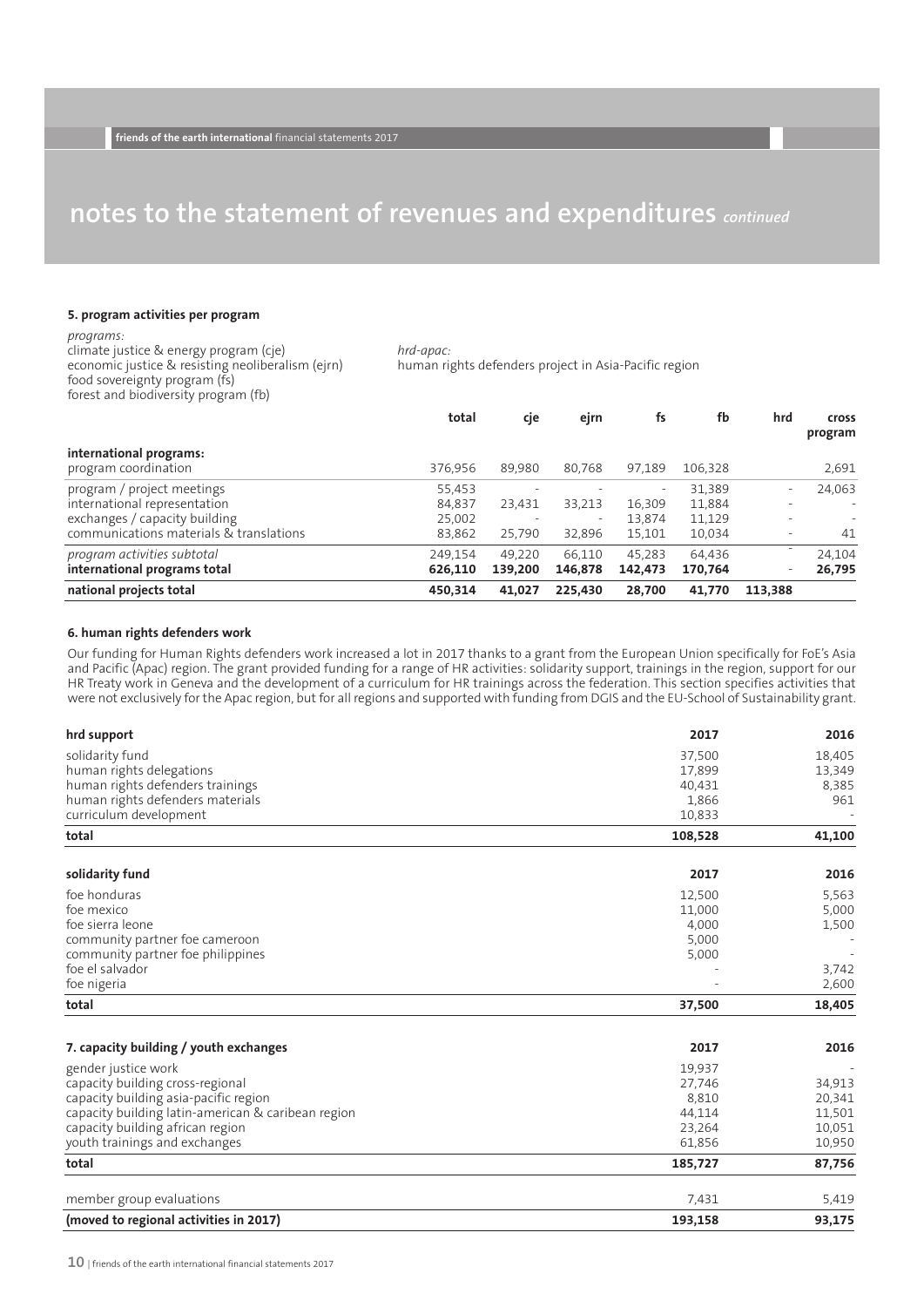# notes to the statement of revenues and expenditures *continued*

### 5. program activities per program

*programs:*
climate justice & energy program (cje)
economic justice & resisting neoliberalism (ejrn)
food sovereignty program (fs)
forest and biodiversity program (fb)

*hrd-apac:*
human rights defenders project in Asia-Pacific region

| | total | cje | ejrn | fs | fb | hrd | cross program |
|---|---|---|---|---|---|---|---|
| **international programs:** | | | | | | | |
| program coordination | 376,956 | 89,980 | 80,768 | 97,189 | 106,328 | | 2,691 |
| program / project meetings | 55,453 | - | - | - | 31,389 | - | 24,063 |
| international representation | 84,837 | 23,431 | 33,213 | 16,309 | 11,884 | - | - |
| exchanges / capacity building | 25,002 | - | - | 13,874 | 11,129 | - | - |
| communications materials & translations | 83,862 | 25,790 | 32,896 | 15,101 | 10,034 | - | 41 |
| *program activities subtotal* | 249,154 | 49,220 | 66,110 | 45,283 | 64,436 | - | 24,104 |
| **international programs total** | **626,110** | **139,200** | **146,878** | **142,473** | **170,764** | - | **26,795** |
| **national projects total** | **450,314** | **41,027** | **225,430** | **28,700** | **41,770** | **113,388** | |

### 6. human rights defenders work

Our funding for Human Rights defenders work increased a lot in 2017 thanks to a grant from the European Union specifically for FoE's Asia and Pacific (Apac) region. The grant provided funding for a range of HR activities: solidarity support, trainings in the region, support for our HR Treaty work in Geneva and the development of a curriculum for HR trainings across the federation. This section specifies activities that were not exclusively for the Apac region, but for all regions and supported with funding from DGIS and the EU-School of Sustainability grant.

| hrd support | 2017 | 2016 |
|---|---|---|
| solidarity fund | 37,500 | 18,405 |
| human rights delegations | 17,899 | 13,349 |
| human rights defenders trainings | 40,431 | 8,385 |
| human rights defenders materials | 1,866 | 961 |
| curriculum development | 10,833 | - |
| **total** | **108,528** | **41,100** |

| solidarity fund | 2017 | 2016 |
|---|---|---|
| foe honduras | 12,500 | 5,563 |
| foe mexico | 11,000 | 5,000 |
| foe sierra leone | 4,000 | 1,500 |
| community partner foe cameroon | 5,000 | - |
| community partner foe philippines | 5,000 | - |
| foe el salvador | - | 3,742 |
| foe nigeria | - | 2,600 |
| **total** | **37,500** | **18,405** |

| 7. capacity building / youth exchanges | 2017 | 2016 |
|---|---|---|
| gender justice work | 19,937 | - |
| capacity building cross-regional | 27,746 | 34,913 |
| capacity building asia-pacific region | 8,810 | 20,341 |
| capacity building latin-american & caribean region | 44,114 | 11,501 |
| capacity building african region | 23,264 | 10,051 |
| youth trainings and exchanges | 61,856 | 10,950 |
| **total** | **185,727** | **87,756** |
| member group evaluations | 7,431 | 5,419 |
| **(moved to regional activities in 2017)** | **193,158** | **93,175** |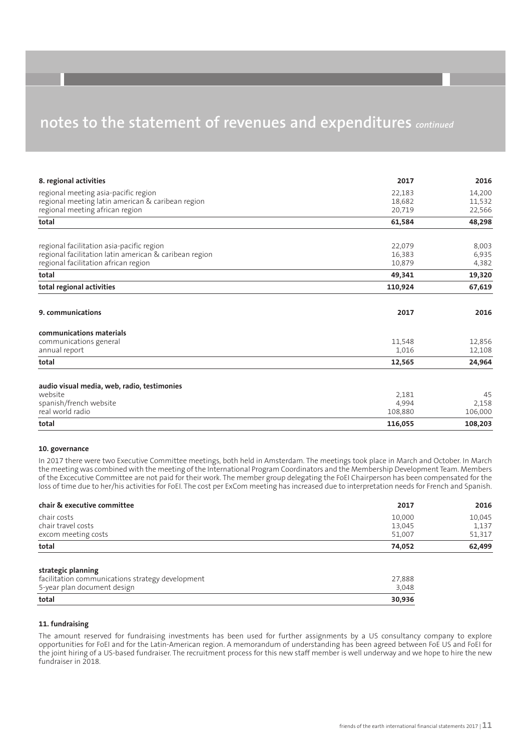# notes to the statement of revenues and expenditures *continued*

| 8. regional activities | 2017 | 2016 |
|---|---|---|
| regional meeting asia-pacific region | 22,183 | 14,200 |
| regional meeting latin american & caribean region | 18,682 | 11,532 |
| regional meeting african region | 20,719 | 22,566 |
| **total** | **61,584** | **48,298** |
| | | |
| regional facilitation asia-pacific region | 22,079 | 8,003 |
| regional facilitation latin american & caribean region | 16,383 | 6,935 |
| regional facilitation african region | 10,879 | 4,382 |
| **total** | **49,341** | **19,320** |
| **total regional activities** | **110,924** | **67,619** |

| 9. communications | 2017 | 2016 |
|---|---|---|
| **communications materials** | | |
| communications general | 11,548 | 12,856 |
| annual report | 1,016 | 12,108 |
| **total** | **12,565** | **24,964** |
| | | |
| **audio visual media, web, radio, testimonies** | | |
| website | 2,181 | 45 |
| spanish/french website | 4,994 | 2,158 |
| real world radio | 108,880 | 106,000 |
| **total** | **116,055** | **108,203** |

**10. governance**

In 2017 there were two Executive Committee meetings, both held in Amsterdam. The meetings took place in March and October. In March the meeting was combined with the meeting of the International Program Coordinators and the Membership Development Team. Members of the Excecutive Committee are not paid for their work. The member group delegating the FoEI Chairperson has been compensated for the loss of time due to her/his activities for FoEI. The cost per ExCom meeting has increased due to interpretation needs for French and Spanish.

| chair & executive committee | 2017 | 2016 |
|---|---|---|
| chair costs | 10,000 | 10,045 |
| chair travel costs | 13,045 | 1,137 |
| excom meeting costs | 51,007 | 51,317 |
| **total** | **74,052** | **62,499** |

| strategic planning | |
|---|---|
| facilitation communications strategy development | 27,888 |
| 5-year plan document design | 3,048 |
| **total** | **30,936** |

**11. fundraising**

The amount reserved for fundraising investments has been used for further assignments by a US consultancy company to explore opportunities for FoEI and for the Latin-American region. A memorandum of understanding has been agreed between FoE US and FoEI for the joint hiring of a US-based fundraiser. The recruitment process for this new staff member is well underway and we hope to hire the new fundraiser in 2018.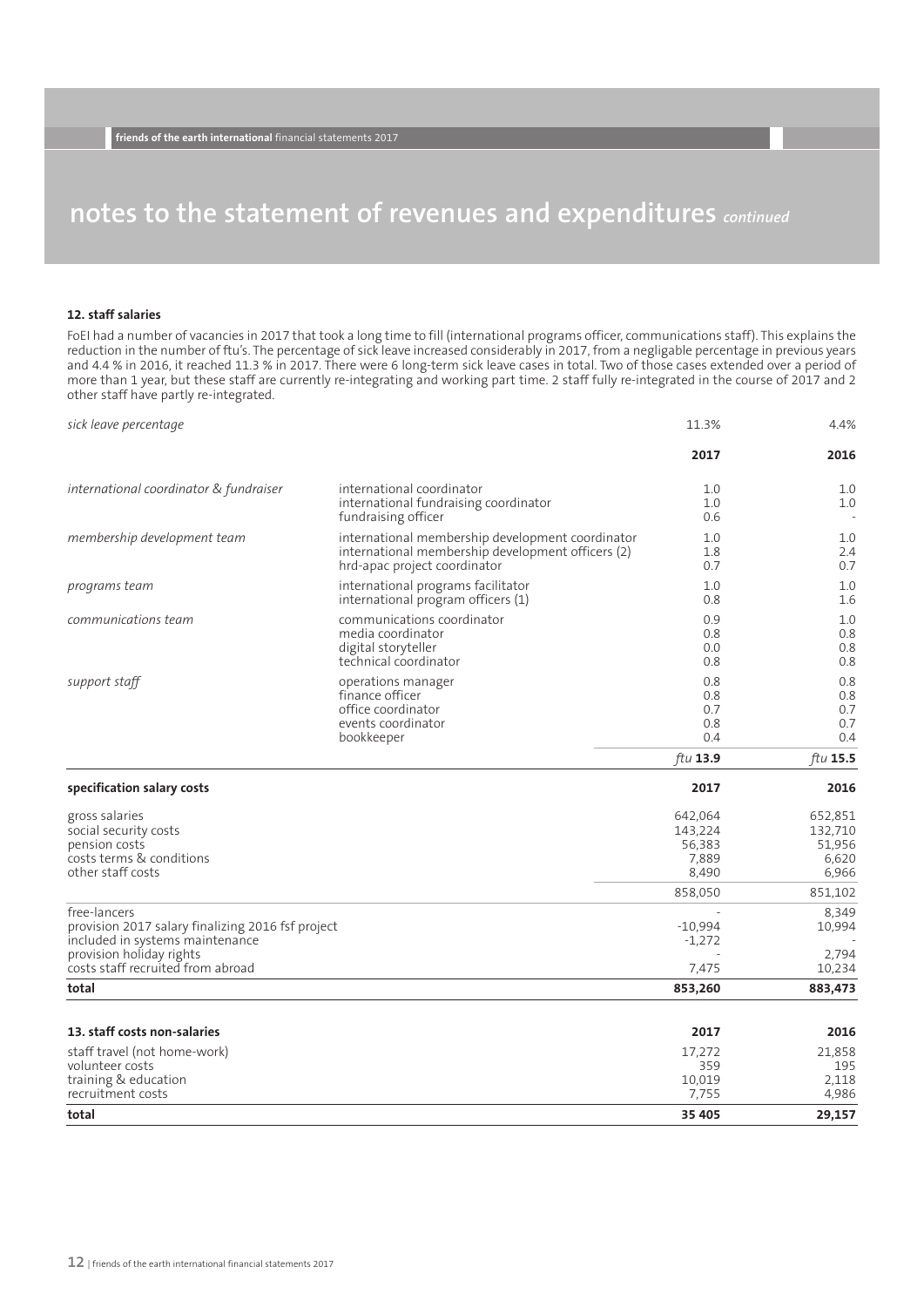# notes to the statement of revenues and expenditures *continued*

### 12. staff salaries

FoEI had a number of vacancies in 2017 that took a long time to fill (international programs officer, communications staff). This explains the reduction in the number of ftu's. The percentage of sick leave increased considerably in 2017, from a negligable percentage in previous years and 4.4 % in 2016, it reached 11.3 % in 2017. There were 6 long-term sick leave cases in total. Two of those cases extended over a period of more than 1 year, but these staff are currently re-integrating and working part time. 2 staff fully re-integrated in the course of 2017 and 2 other staff have partly re-integrated.

| | | | |
|---|---|---|---|
| *sick leave percentage* | | 11.3% | 4.4% |
| | | **2017** | **2016** |
| *international coordinator & fundraiser* | international coordinator | 1.0 | 1.0 |
| | international fundraising coordinator | 1.0 | 1.0 |
| | fundraising officer | 0.6 | - |
| *membership development team* | international membership development coordinator | 1.0 | 1.0 |
| | international membership development officers (2) | 1.8 | 2.4 |
| | hrd-apac project coordinator | 0.7 | 0.7 |
| *programs team* | international programs facilitator | 1.0 | 1.0 |
| | international program officers (1) | 0.8 | 1.6 |
| *communications team* | communications coordinator | 0.9 | 1.0 |
| | media coordinator | 0.8 | 0.8 |
| | digital storyteller | 0.0 | 0.8 |
| | technical coordinator | 0.8 | 0.8 |
| *support staff* | operations manager | 0.8 | 0.8 |
| | finance officer | 0.8 | 0.8 |
| | office coordinator | 0.7 | 0.7 |
| | events coordinator | 0.8 | 0.7 |
| | bookkeeper | 0.4 | 0.4 |
| | | *ftu* **13.9** | *ftu* **15.5** |

| **specification salary costs** | **2017** | **2016** |
|---|---|---|
| gross salaries | 642,064 | 652,851 |
| social security costs | 143,224 | 132,710 |
| pension costs | 56,383 | 51,956 |
| costs terms & conditions | 7,889 | 6,620 |
| other staff costs | 8,490 | 6,966 |
| | 858,050 | 851,102 |
| free-lancers | - | 8,349 |
| provision 2017 salary finalizing 2016 fsf project | -10,994 | 10,994 |
| included in systems maintenance | -1,272 | - |
| provision holiday rights | - | 2,794 |
| costs staff recruited from abroad | 7,475 | 10,234 |
| **total** | **853,260** | **883,473** |

| **13. staff costs non-salaries** | **2017** | **2016** |
|---|---|---|
| staff travel (not home-work) | 17,272 | 21,858 |
| volunteer costs | 359 | 195 |
| training & education | 10,019 | 2,118 |
| recruitment costs | 7,755 | 4,986 |
| **total** | **35 405** | **29,157** |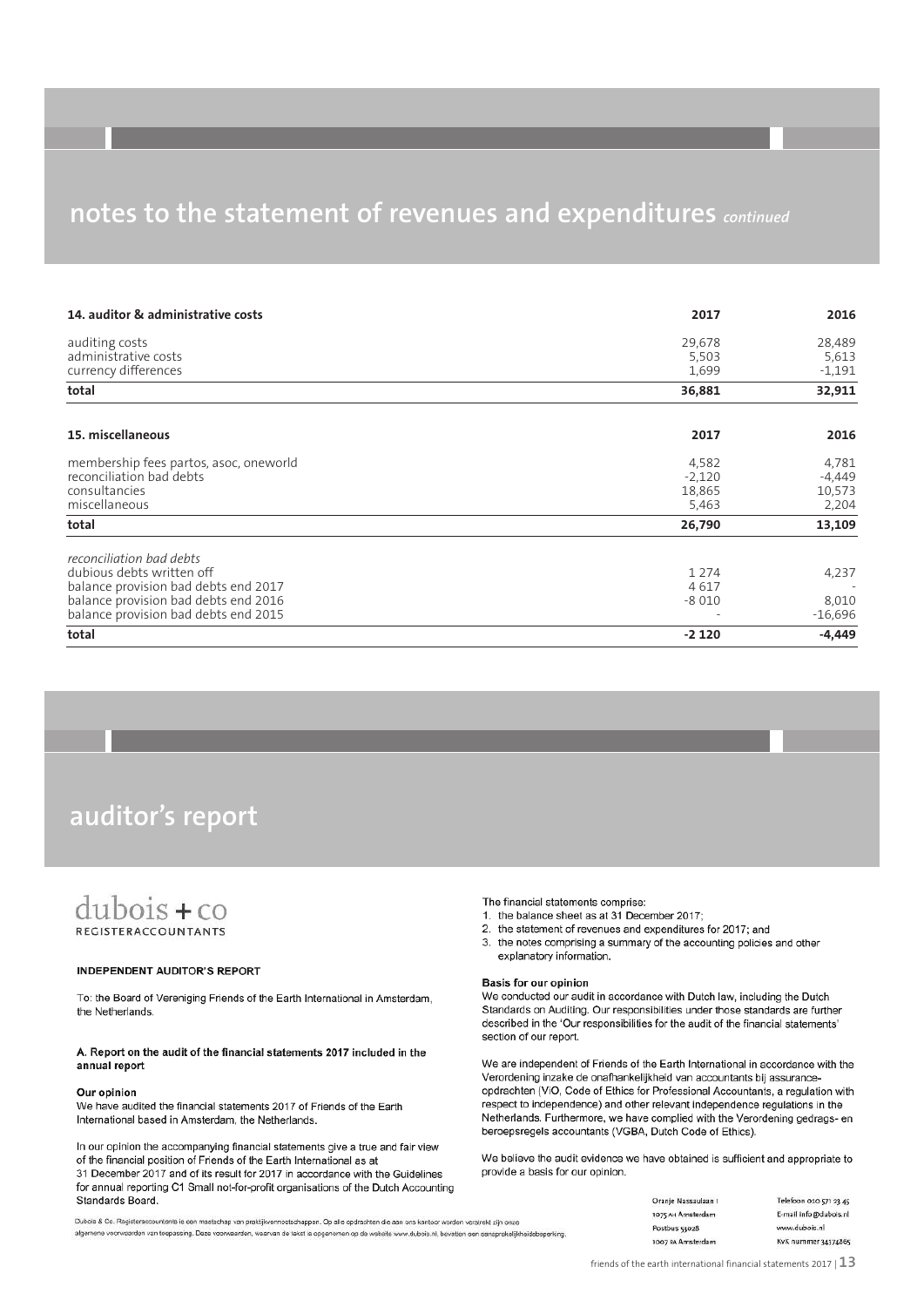## notes to the statement of revenues and expenditures *continued*

| 14. auditor & administrative costs | 2017 | 2016 |
|---|---|---|
| auditing costs | 29,678 | 28,489 |
| administrative costs | 5,503 | 5,613 |
| currency differences | 1,699 | -1,191 |
| **total** | **36,881** | **32,911** |

| 15. miscellaneous | 2017 | 2016 |
|---|---|---|
| membership fees partos, asoc, oneworld | 4,582 | 4,781 |
| reconciliation bad debts | -2,120 | -4,449 |
| consultancies | 18,865 | 10,573 |
| miscellaneous | 5,463 | 2,204 |
| **total** | **26,790** | **13,109** |

| *reconciliation bad debts* | | |
|---|---|---|
| dubious debts written off | 1 274 | 4,237 |
| balance provision bad debts end 2017 | 4 617 | - |
| balance provision bad debts end 2016 | -8 010 | 8,010 |
| balance provision bad debts end 2015 | - | -16,696 |
| **total** | **-2 120** | **-4,449** |

## auditor's report

dubois + co
REGISTERACCOUNTANTS

**INDEPENDENT AUDITOR'S REPORT**

To: the Board of Vereniging Friends of the Earth International in Amsterdam, the Netherlands.

**A. Report on the audit of the financial statements 2017 included in the annual report**

**Our opinion**
We have audited the financial statements 2017 of Friends of the Earth International based in Amsterdam, the Netherlands.

In our opinion the accompanying financial statements give a true and fair view of the financial position of Friends of the Earth International as at 31 December 2017 and of its result for 2017 in accordance with the Guidelines for annual reporting C1 Small not-for-profit organisations of the Dutch Accounting Standards Board.

The financial statements comprise:

1. the balance sheet as at 31 December 2017;
2. the statement of revenues and expenditures for 2017; and
3. the notes comprising a summary of the accounting policies and other explanatory information.

**Basis for our opinion**
We conducted our audit in accordance with Dutch law, including the Dutch Standards on Auditing. Our responsibilities under those standards are further described in the 'Our responsibilities for the audit of the financial statements' section of our report.

We are independent of Friends of the Earth International in accordance with the Verordening inzake de onafhankelijkheid van accountants bij assurance-opdrachten (ViO, Code of Ethics for Professional Accountants, a regulation with respect to independence) and other relevant independence regulations in the Netherlands. Furthermore, we have complied with the Verordening gedrags- en beroepsregels accountants (VGBA, Dutch Code of Ethics).

We believe the audit evidence we have obtained is sufficient and appropriate to provide a basis for our opinion.

Dubois & Co. Registeraccountants is een maatschap van praktijkvennootschappen. Op alle opdrachten die aan ons kantoor worden verstrekt zijn onze algemene voorwaarden van toepassing. Deze voorwaarden, waarvan de tekst is opgenomen op de website www.dubois.nl, bevatten een aansprakelijkheidsbeperking.

Oranje Nassaulaan 1
1075 AH Amsterdam
Postbus 53028
1007 RA Amsterdam

Telefoon 020 571 23 45
E-mail info@dubois.nl
www.dubois.nl
KvK nummer 34374865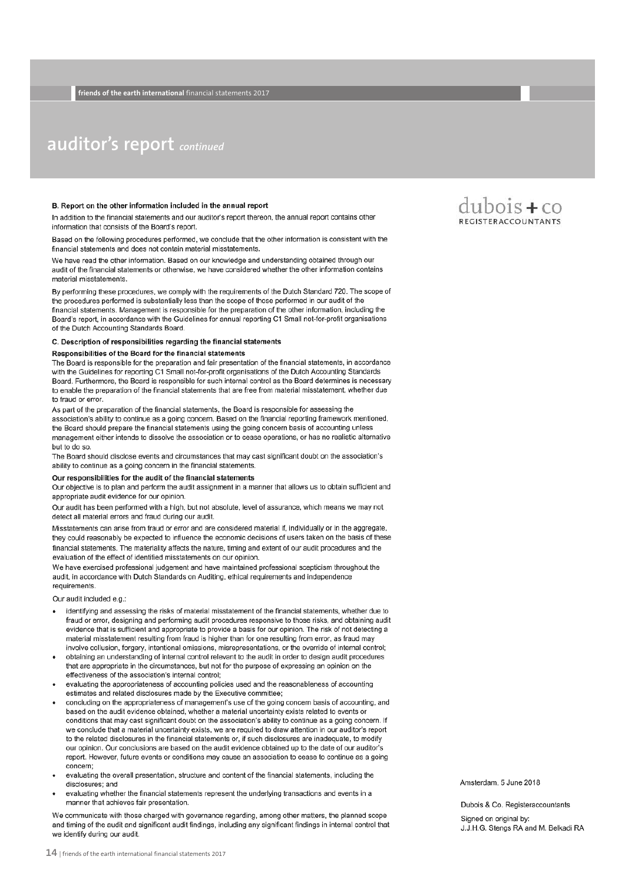## auditor's report *continued*

dubois + co
REGISTERACCOUNTANTS

### B. Report on the other information included in the annual report

In addition to the financial statements and our auditor's report thereon, the annual report contains other information that consists of the Board's report.

Based on the following procedures performed, we conclude that the other information is consistent with the financial statements and does not contain material misstatements.

We have read the other information. Based on our knowledge and understanding obtained through our audit of the financial statements or otherwise, we have considered whether the other information contains material misstatements.

By performing these procedures, we comply with the requirements of the Dutch Standard 720. The scope of the procedures performed is substantially less than the scope of those performed in our audit of the financial statements. Management is responsible for the preparation of the other information, including the Board's report, in accordance with the Guidelines for annual reporting C1 Small not-for-profit organisations of the Dutch Accounting Standards Board.

### C. Description of responsibilities regarding the financial statements

**Responsibilities of the Board for the financial statements**

The Board is responsible for the preparation and fair presentation of the financial statements, in accordance with the Guidelines for reporting C1 Small not-for-profit organisations of the Dutch Accounting Standards Board. Furthermore, the Board is responsible for such internal control as the Board determines is necessary to enable the preparation of the financial statements that are free from material misstatement, whether due to fraud or error.

As part of the preparation of the financial statements, the Board is responsible for assessing the association's ability to continue as a going concern. Based on the financial reporting framework mentioned, the Board should prepare the financial statements using the going concern basis of accounting unless management either intends to dissolve the association or to cease operations, or has no realistic alternative but to do so.

The Board should disclose events and circumstances that may cast significant doubt on the association's ability to continue as a going concern in the financial statements.

**Our responsibilities for the audit of the financial statements**

Our objective is to plan and perform the audit assignment in a manner that allows us to obtain sufficient and appropriate audit evidence for our opinion.

Our audit has been performed with a high, but not absolute, level of assurance, which means we may not detect all material errors and fraud during our audit.

Misstatements can arise from fraud or error and are considered material if, individually or in the aggregate, they could reasonably be expected to influence the economic decisions of users taken on the basis of these financial statements. The materiality affects the nature, timing and extent of our audit procedures and the evaluation of the effect of identified misstatements on our opinion.

We have exercised professional judgement and have maintained professional scepticism throughout the audit, in accordance with Dutch Standards on Auditing, ethical requirements and independence requirements.

Our audit included e.g.:

- identifying and assessing the risks of material misstatement of the financial statements, whether due to fraud or error, designing and performing audit procedures responsive to those risks, and obtaining audit evidence that is sufficient and appropriate to provide a basis for our opinion. The risk of not detecting a material misstatement resulting from fraud is higher than for one resulting from error, as fraud may involve collusion, forgery, intentional omissions, misrepresentations, or the override of internal control;
- obtaining an understanding of internal control relevant to the audit in order to design audit procedures that are appropriate in the circumstances, but not for the purpose of expressing an opinion on the effectiveness of the association's internal control;
- evaluating the appropriateness of accounting policies used and the reasonableness of accounting estimates and related disclosures made by the Executive committee;
- concluding on the appropriateness of management's use of the going concern basis of accounting, and based on the audit evidence obtained, whether a material uncertainty exists related to events or conditions that may cast significant doubt on the association's ability to continue as a going concern. If we conclude that a material uncertainty exists, we are required to draw attention in our auditor's report to the related disclosures in the financial statements or, if such disclosures are inadequate, to modify our opinion. Our conclusions are based on the audit evidence obtained up to the date of our auditor's report. However, future events or conditions may cause an association to cease to continue as a going concern;
- evaluating the overall presentation, structure and content of the financial statements, including the disclosures; and
- evaluating whether the financial statements represent the underlying transactions and events in a manner that achieves fair presentation.

We communicate with those charged with governance regarding, among other matters, the planned scope and timing of the audit and significant audit findings, including any significant findings in internal control that we identify during our audit.

Amsterdam, 5 June 2018

Dubois & Co. Registeraccountants

Signed on original by:
J.J.H.G. Stengs RA and M. Belkadi RA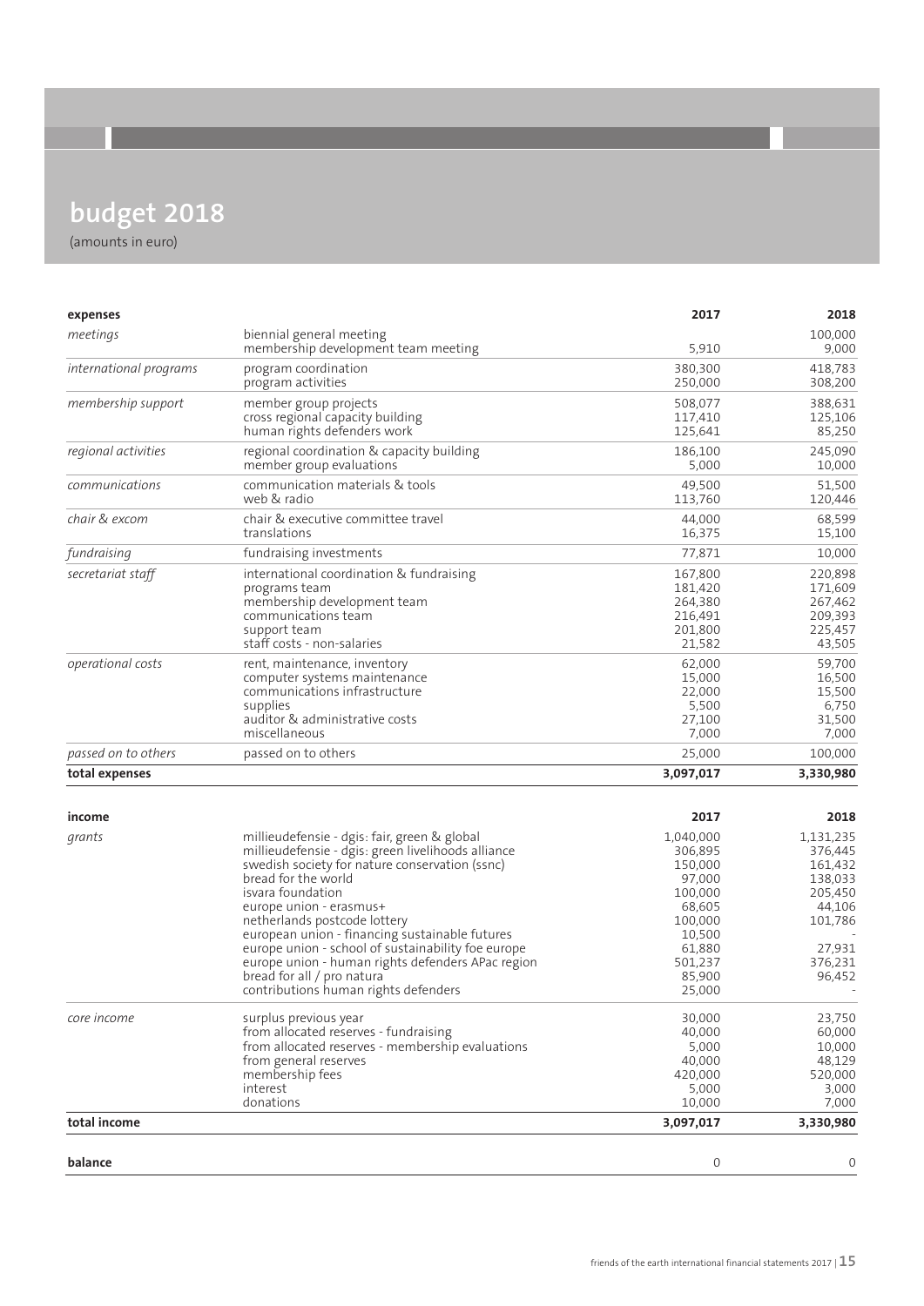# budget 2018

(amounts in euro)

| expenses | | 2017 | 2018 |
|---|---|---|---|
| *meetings* | biennial general meeting | | 100,000 |
| | membership development team meeting | 5,910 | 9,000 |
| *international programs* | program coordination | 380,300 | 418,783 |
| | program activities | 250,000 | 308,200 |
| *membership support* | member group projects | 508,077 | 388,631 |
| | cross regional capacity building | 117,410 | 125,106 |
| | human rights defenders work | 125,641 | 85,250 |
| *regional activities* | regional coordination & capacity building | 186,100 | 245,090 |
| | member group evaluations | 5,000 | 10,000 |
| *communications* | communication materials & tools | 49,500 | 51,500 |
| | web & radio | 113,760 | 120,446 |
| *chair & excom* | chair & executive committee travel | 44,000 | 68,599 |
| | translations | 16,375 | 15,100 |
| *fundraising* | fundraising investments | 77,871 | 10,000 |
| *secretariat staff* | international coordination & fundraising | 167,800 | 220,898 |
| | programs team | 181,420 | 171,609 |
| | membership development team | 264,380 | 267,462 |
| | communications team | 216,491 | 209,393 |
| | support team | 201,800 | 225,457 |
| | staff costs - non-salaries | 21,582 | 43,505 |
| *operational costs* | rent, maintenance, inventory | 62,000 | 59,700 |
| | computer systems maintenance | 15,000 | 16,500 |
| | communications infrastructure | 22,000 | 15,500 |
| | supplies | 5,500 | 6,750 |
| | auditor & administrative costs | 27,100 | 31,500 |
| | miscellaneous | 7,000 | 7,000 |
| *passed on to others* | passed on to others | 25,000 | 100,000 |
| **total expenses** | | **3,097,017** | **3,330,980** |

| income | | 2017 | 2018 |
|---|---|---|---|
| *grants* | millieudefensie - dgis: fair, green & global | 1,040,000 | 1,131,235 |
| | millieudefensie - dgis: green livelihoods alliance | 306,895 | 376,445 |
| | swedish society for nature conservation (ssnc) | 150,000 | 161,432 |
| | bread for the world | 97,000 | 138,033 |
| | isvara foundation | 100,000 | 205,450 |
| | europe union - erasmus+ | 68,605 | 44,106 |
| | netherlands postcode lottery | 100,000 | 101,786 |
| | european union - financing sustainable futures | 10,500 | - |
| | europe union - school of sustainability foe europe | 61,880 | 27,931 |
| | europe union - human rights defenders APac region | 501,237 | 376,231 |
| | bread for all / pro natura | 85,900 | 96,452 |
| | contributions human rights defenders | 25,000 | - |
| *core income* | surplus previous year | 30,000 | 23,750 |
| | from allocated reserves - fundraising | 40,000 | 60,000 |
| | from allocated reserves - membership evaluations | 5,000 | 10,000 |
| | from general reserves | 40,000 | 48,129 |
| | membership fees | 420,000 | 520,000 |
| | interest | 5,000 | 3,000 |
| | donations | 10,000 | 7,000 |
| **total income** | | **3,097,017** | **3,330,980** |
| **balance** | | 0 | 0 |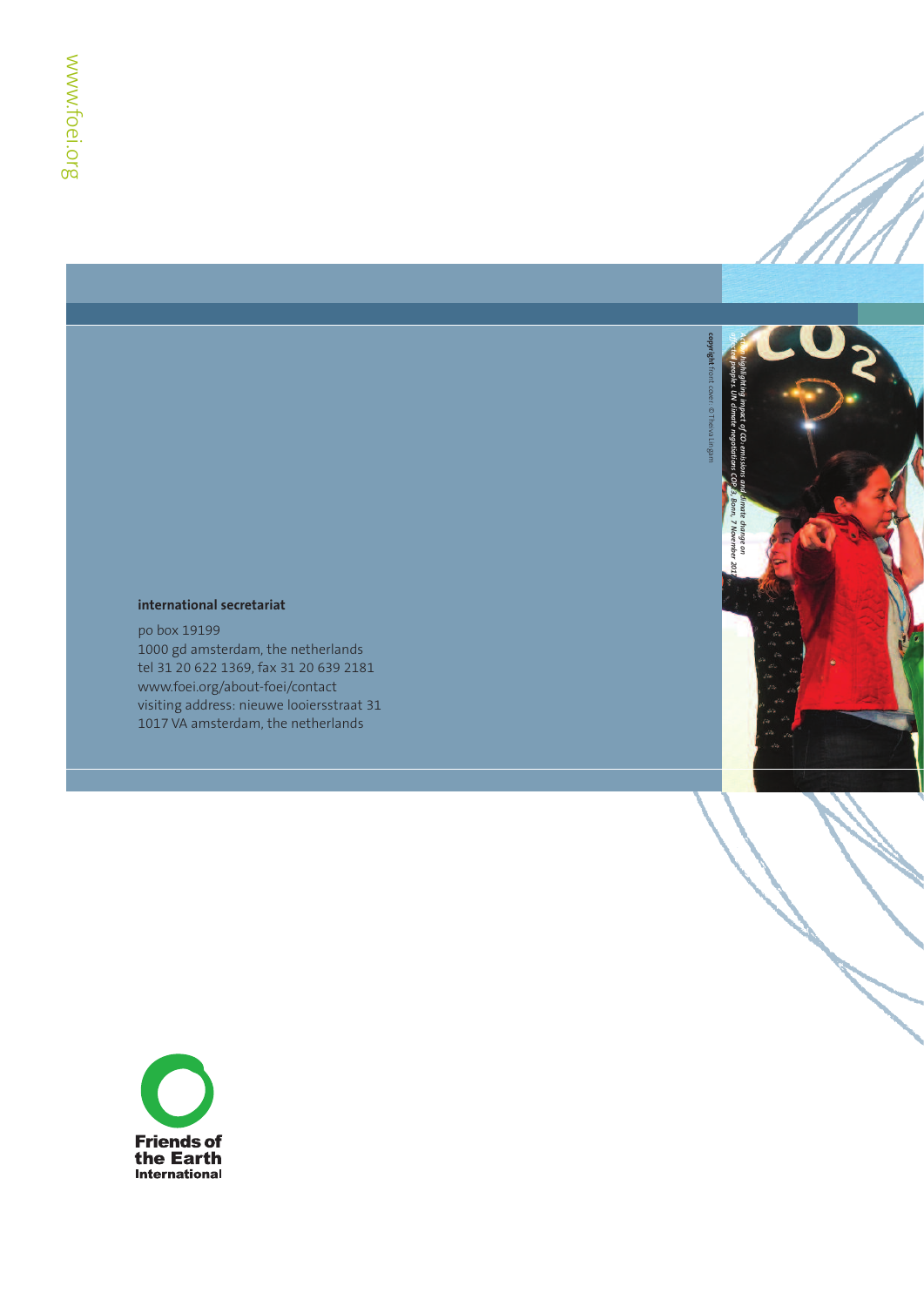www.foei.org

**copyright** front cover: © Thevia Lingam

*Action highlighting impact of $CO_2$ emissions and climate change on affected peoples. UN climate negotiations COP 23, Bonn, 7 November 2017.*

**international secretariat**

po box 19199
1000 gd amsterdam, the netherlands
tel 31 20 622 1369, fax 31 20 639 2181
www.foei.org/about-foei/contact
visiting address: nieuwe looiersstraat 31
1017 VA amsterdam, the netherlands

Friends of the Earth International